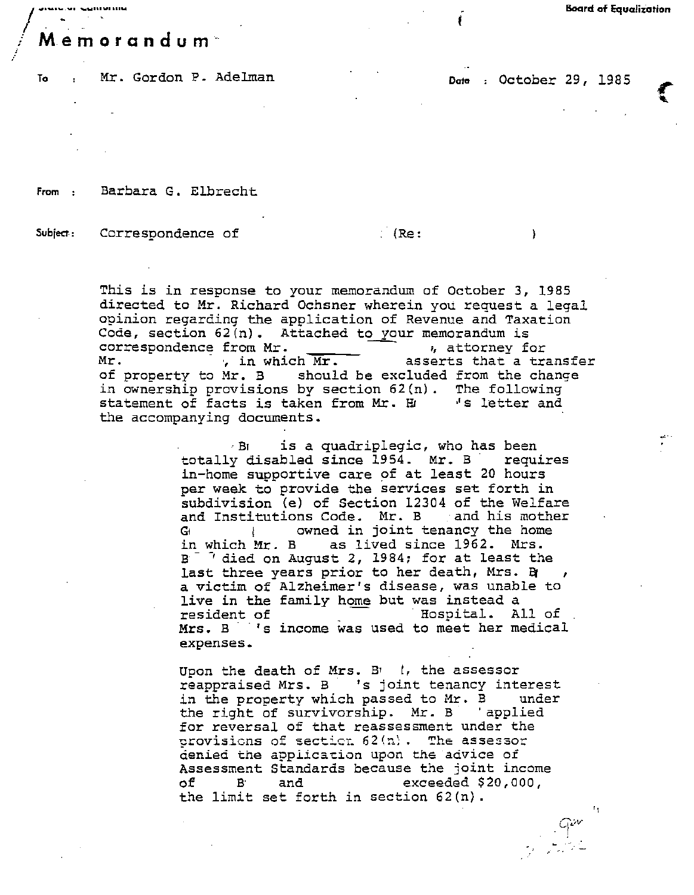State of California

Board of Equalization

# Memorandum

To : Mr. Gordon P. Adelman

Date : October 29, 1985

From : Barbara G. Elbrecht

Subject : Correspondence of (Re: )

This is in response to your memorandum of October 3, 1985 directed to Mr. Richard Ochsner wherein you request a legal opinion regarding the application of Revenue and Taxation Code, section 62(n). Attached to your memorandum is correspondence from Mr. , attorney for Mr. , in which Mr. asserts that a transfer of property to Mr. B should be excluded from the change in ownership provisions by section 62(n). The following statement of facts is taken from Mr. H 's letter and the accompanying documents.

> B is a quadriplegic, who has been totally disabled since 1954. Mr. B requires in-home supportive care of at least 20 hours per week to provide the services set forth in subdivision (e) of Section 12304 of the Welfare and Institutions Code. Mr. B and his mother G owned in joint tenancy the home in which Mr. B as lived since 1962. Mrs. B died on August 2, 1984; for at least the last three years prior to her death, Mrs. B , a victim of Alzheimer's disease, was unable to live in the family home but was instead a resident of Hospital. All of Mrs. B 's income was used to meet her medical expenses.
>
> Upon the death of Mrs. B , the assessor reappraised Mrs. B 's joint tenancy interest in the property which passed to Mr. B under the right of survivorship. Mr. B applied for reversal of that reassessment under the provisions of section 62(n). The assessor denied the application upon the advice of Assessment Standards because the joint income of B and exceeded $20,000, the limit set forth in section 62(n).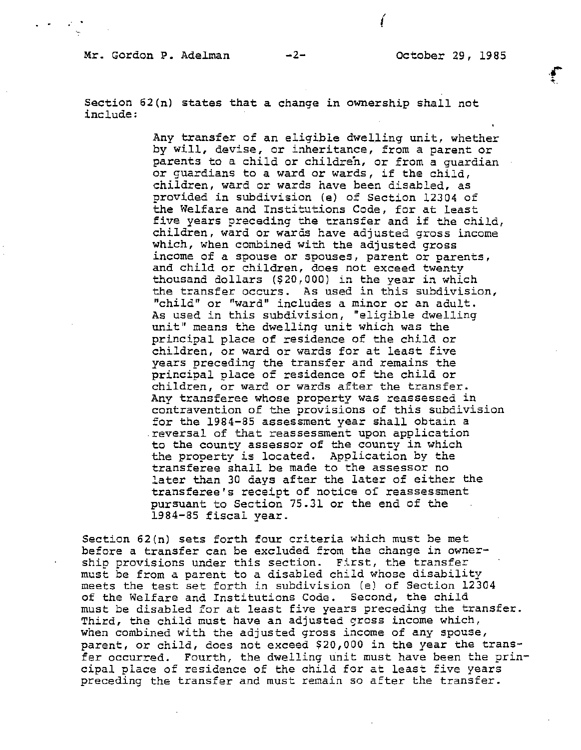Section 62(n) states that a change in ownership shall not include:

> Any transfer of an eligible dwelling unit, whether by will, devise, or inheritance, from a parent or parents to a child or children, or from a guardian or guardians to a ward or wards, if the child, children, ward or wards have been disabled, as provided in subdivision (e) of Section 12304 of the Welfare and Institutions Code, for at least five years preceding the transfer and if the child, children, ward or wards have adjusted gross income which, when combined with the adjusted gross income of a spouse or spouses, parent or parents, and child or children, does not exceed twenty thousand dollars ($20,000) in the year in which the transfer occurs. As used in this subdivision, "child" or "ward" includes a minor or an adult. As used in this subdivision, "eligible dwelling unit" means the dwelling unit which was the principal place of residence of the child or children, or ward or wards for at least five years preceding the transfer and remains the principal place of residence of the child or children, or ward or wards after the transfer. Any transferee whose property was reassessed in contravention of the provisions of this subdivision for the 1984-85 assessment year shall obtain a reversal of that reassessment upon application to the county assessor of the county in which the property is located. Application by the transferee shall be made to the assessor no later than 30 days after the later of either the transferee's receipt of notice of reassessment pursuant to Section 75.31 or the end of the 1984-85 fiscal year.

Section 62(n) sets forth four criteria which must be met before a transfer can be excluded from the change in ownership provisions under this section. First, the transfer must be from a parent to a disabled child whose disability meets the test set forth in subdivision (e) of Section 12304 of the Welfare and Institutions Code. Second, the child must be disabled for at least five years preceding the transfer. Third, the child must have an adjusted gross income which, when combined with the adjusted gross income of any spouse, parent, or child, does not exceed $20,000 in the year the transfer occurred. Fourth, the dwelling unit must have been the principal place of residence of the child for at least five years preceding the transfer and must remain so after the transfer.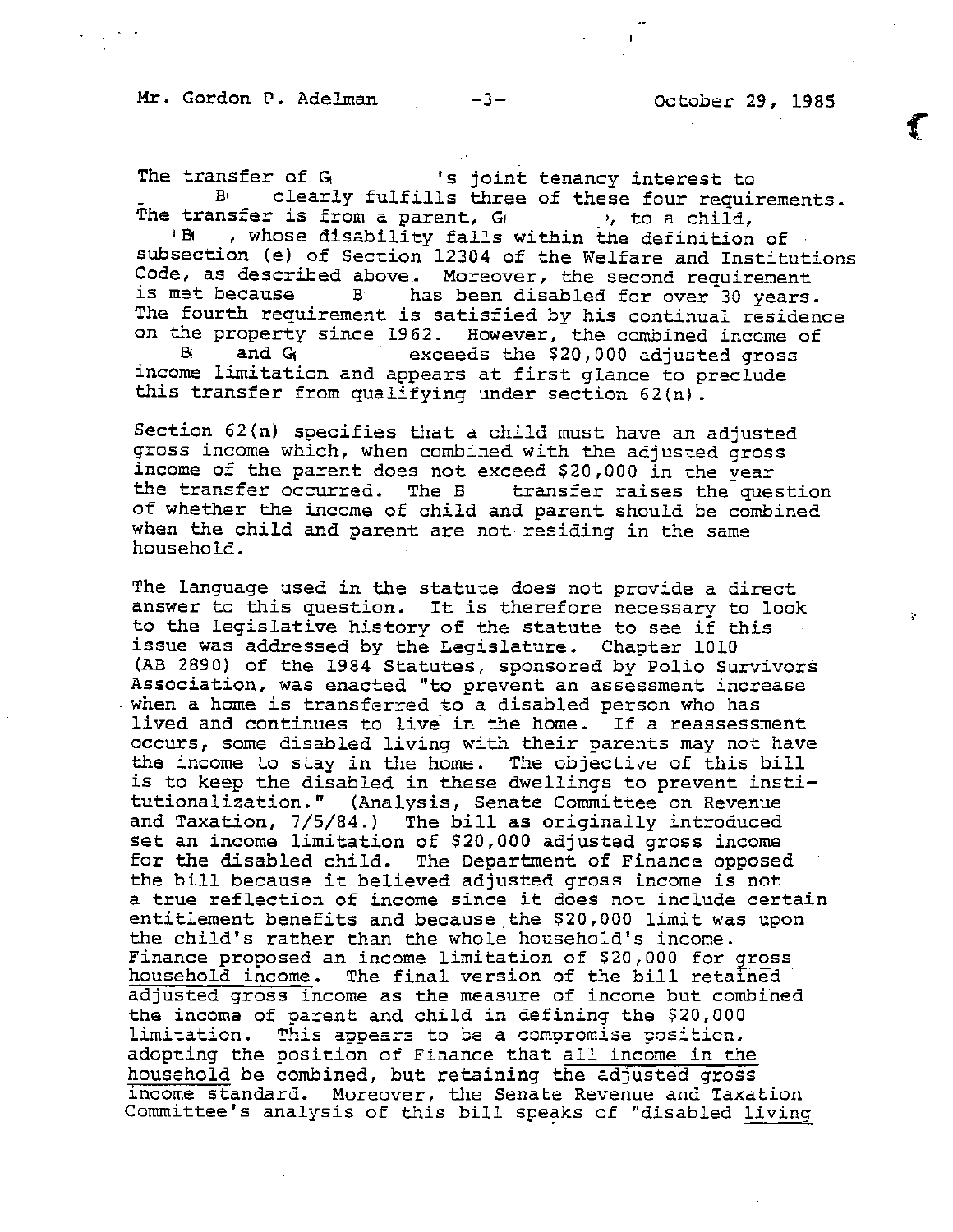The transfer of G 's joint tenancy interest to B clearly fulfills three of these four requirements. The transfer is from a parent, G , to a child, B , whose disability falls within the definition of subsection (e) of Section 12304 of the Welfare and Institutions Code, as described above. Moreover, the second requirement is met because B has been disabled for over 30 years. The fourth requirement is satisfied by his continual residence on the property since 1962. However, the combined income of B and G exceeds the $20,000 adjusted gross income limitation and appears at first glance to preclude this transfer from qualifying under section 62(n).

Section 62(n) specifies that a child must have an adjusted gross income which, when combined with the adjusted gross income of the parent does not exceed $20,000 in the year the transfer occurred. The B transfer raises the question of whether the income of child and parent should be combined when the child and parent are not residing in the same household.

The language used in the statute does not provide a direct answer to this question. It is therefore necessary to look to the legislative history of the statute to see if this issue was addressed by the Legislature. Chapter 1010 (AB 2890) of the 1984 Statutes, sponsored by Polio Survivors Association, was enacted "to prevent an assessment increase when a home is transferred to a disabled person who has lived and continues to live in the home. If a reassessment occurs, some disabled living with their parents may not have the income to stay in the home. The objective of this bill is to keep the disabled in these dwellings to prevent institutionalization." (Analysis, Senate Committee on Revenue and Taxation, 7/5/84.) The bill as originally introduced set an income limitation of $20,000 adjusted gross income for the disabled child. The Department of Finance opposed the bill because it believed adjusted gross income is not a true reflection of income since it does not include certain entitlement benefits and because the $20,000 limit was upon the child's rather than the whole household's income. Finance proposed an income limitation of $20,000 for <u>gross household income</u>. The final version of the bill retained adjusted gross income as the measure of income but combined the income of parent and child in defining the $20,000 limitation. This appears to be a compromise position, adopting the position of Finance that <u>all income in the household</u> be combined, but retaining the adjusted gross income standard. Moreover, the Senate Revenue and Taxation Committee's analysis of this bill speaks of "disabled <u>living</u>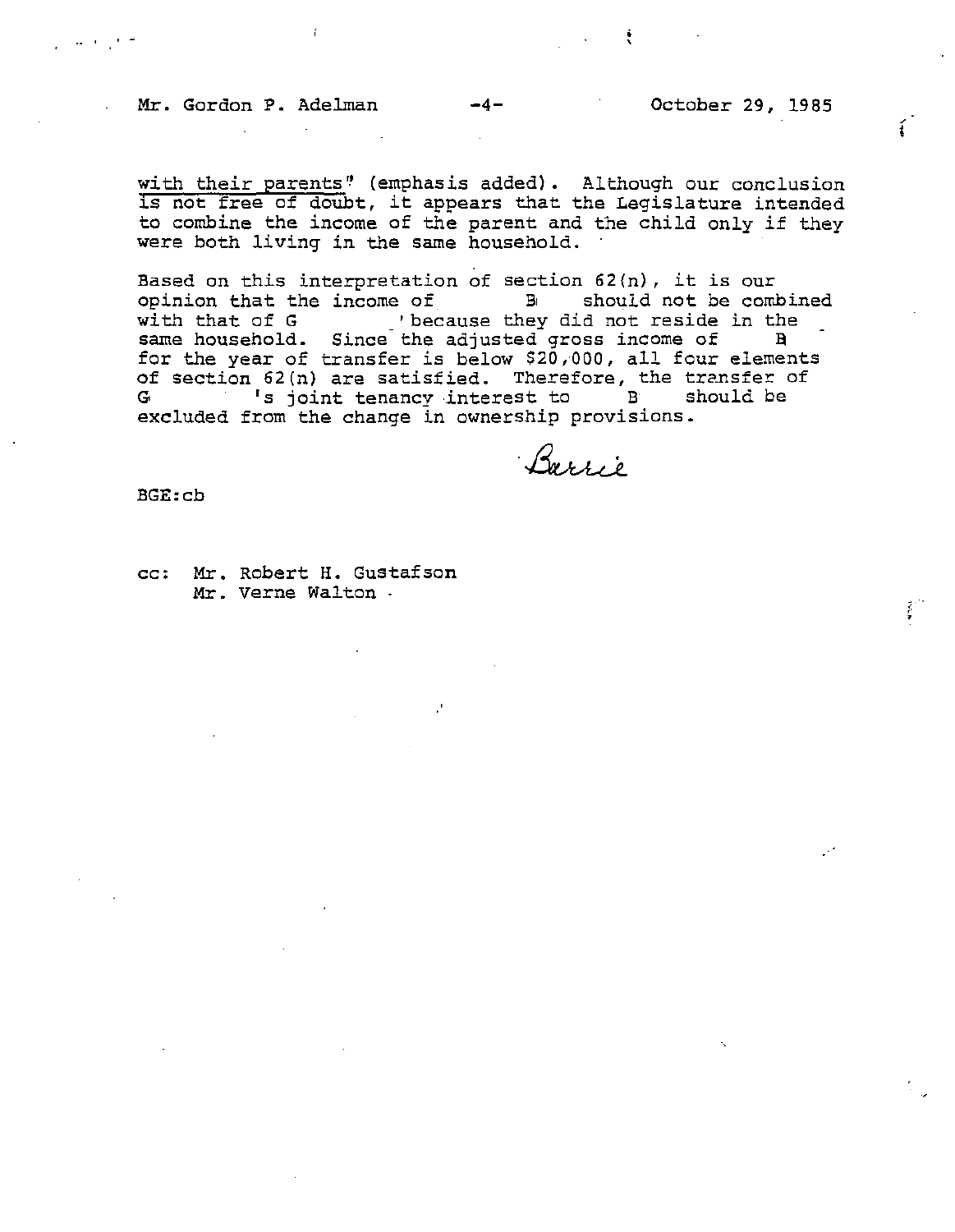with their parents" (emphasis added). Although our conclusion is not free of doubt, it appears that the Legislature intended to combine the income of the parent and the child only if they were both living in the same household.

Based on this interpretation of section 62(n), it is our opinion that the income of B should not be combined with that of G 's because they did not reside in the same household. Since the adjusted gross income of B for the year of transfer is below $20,000, all four elements of section 62(n) are satisfied. Therefore, the transfer of G 's joint tenancy interest to B should be excluded from the change in ownership provisions.

Barrie

BGE:cb

cc: Mr. Robert H. Gustafson
Mr. Verne Walton